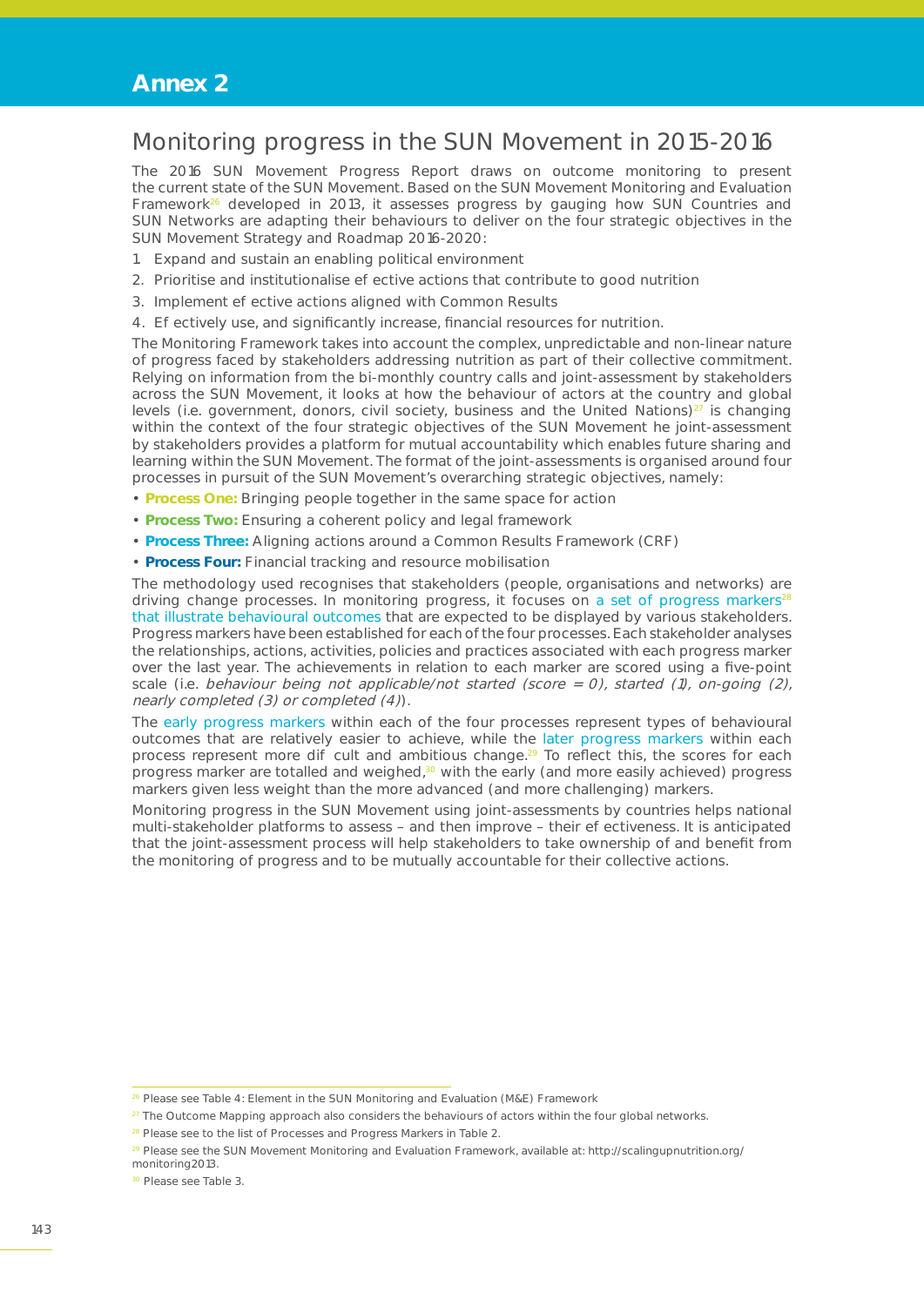# Annex 2

## Monitoring progress in the SUN Movement in 2015-2016

The 2016 SUN Movement Progress Report draws on outcome monitoring to present the current state of the SUN Movement. Based on the SUN Movement Monitoring and Evaluation Framework[26] developed in 2013, it assesses progress by gauging how SUN Countries and SUN Networks are adapting their behaviours to deliver on the four strategic objectives in the SUN Movement Strategy and Roadmap 2016-2020:

1. Expand and sustain an enabling political environment
2. Prioritise and institutionalise ef ective actions that contribute to good nutrition
3. Implement ef ective actions aligned with Common Results
4. Ef ectively use, and significantly increase, financial resources for nutrition.

The Monitoring Framework takes into account the complex, unpredictable and non-linear nature of progress faced by stakeholders addressing nutrition as part of their collective commitment. Relying on information from the bi-monthly country calls and joint-assessment by stakeholders across the SUN Movement, it looks at how the behaviour of actors at the country and global levels (i.e. government, donors, civil society, business and the United Nations)[27] is changing within the context of the four strategic objectives of the SUN Movement he joint-assessment by stakeholders provides a platform for mutual accountability which enables future sharing and learning within the SUN Movement. The format of the joint-assessments is organised around four processes in pursuit of the SUN Movement's overarching strategic objectives, namely:

- **Process One:** Bringing people together in the same space for action
- **Process Two:** Ensuring a coherent policy and legal framework
- **Process Three:** Aligning actions around a Common Results Framework (CRF)
- **Process Four:** Financial tracking and resource mobilisation

The methodology used recognises that stakeholders (people, organisations and networks) are driving change processes. In monitoring progress, it focuses on a set of progress markers[28] that illustrate behavioural outcomes that are expected to be displayed by various stakeholders. Progress markers have been established for each of the four processes. Each stakeholder analyses the relationships, actions, activities, policies and practices associated with each progress marker over the last year. The achievements in relation to each marker are scored using a five-point scale (i.e. *behaviour being not applicable/not started (score = 0), started (1), on-going (2), nearly completed (3) or completed (4)*).

The early progress markers within each of the four processes represent types of behavioural outcomes that are relatively easier to achieve, while the later progress markers within each process represent more dif cult and ambitious change.[29] To reflect this, the scores for each progress marker are totalled and weighed,[30] with the early (and more easily achieved) progress markers given less weight than the more advanced (and more challenging) markers.

Monitoring progress in the SUN Movement using joint-assessments by countries helps national multi-stakeholder platforms to assess – and then improve – their ef ectiveness. It is anticipated that the joint-assessment process will help stakeholders to take ownership of and benefit from the monitoring of progress and to be mutually accountable for their collective actions.

---

[26] Please see Table 4: Element in the SUN Monitoring and Evaluation (M&E) Framework

[27] The Outcome Mapping approach also considers the behaviours of actors within the four global networks.

[28] Please see to the list of Processes and Progress Markers in Table 2.

[29] Please see the SUN Movement Monitoring and Evaluation Framework, available at: http://scalingupnutrition.org/monitoring2013.

[30] Please see Table 3.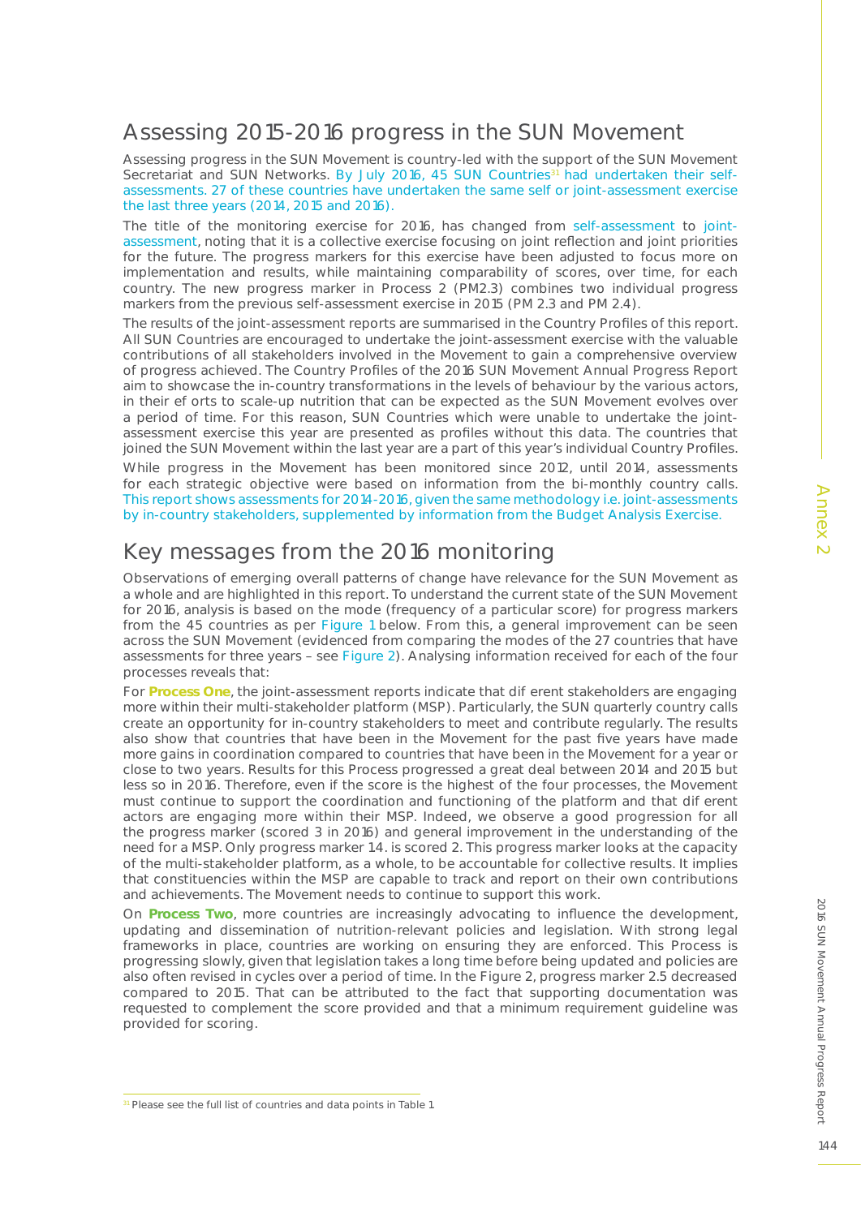## Assessing 2015-2016 progress in the SUN Movement

Assessing progress in the SUN Movement is country-led with the support of the SUN Movement Secretariat and SUN Networks. By July 2016, 45 SUN Countries[31] had undertaken their self-assessments. 27 of these countries have undertaken the same self or joint-assessment exercise the last three years (2014, 2015 and 2016).

The title of the monitoring exercise for 2016, has changed from self-assessment to joint-assessment, noting that it is a collective exercise focusing on joint reflection and joint priorities for the future. The progress markers for this exercise have been adjusted to focus more on implementation and results, while maintaining comparability of scores, over time, for each country. The new progress marker in Process 2 (PM2.3) combines two individual progress markers from the previous self-assessment exercise in 2015 (PM 2.3 and PM 2.4).

The results of the joint-assessment reports are summarised in the Country Profiles of this report. All SUN Countries are encouraged to undertake the joint-assessment exercise with the valuable contributions of all stakeholders involved in the Movement to gain a comprehensive overview of progress achieved. The Country Profiles of the 2016 SUN Movement Annual Progress Report aim to showcase the in-country transformations in the levels of behaviour by the various actors, in their ef orts to scale-up nutrition that can be expected as the SUN Movement evolves over a period of time. For this reason, SUN Countries which were unable to undertake the joint-assessment exercise this year are presented as profiles without this data. The countries that joined the SUN Movement within the last year are a part of this year's individual Country Profiles.

While progress in the Movement has been monitored since 2012, until 2014, assessments for each strategic objective were based on information from the bi-monthly country calls. This report shows assessments for 2014-2016, given the same methodology i.e. joint-assessments by in-country stakeholders, supplemented by information from the Budget Analysis Exercise.

## Key messages from the 2016 monitoring

Observations of emerging overall patterns of change have relevance for the SUN Movement as a whole and are highlighted in this report. To understand the current state of the SUN Movement for 2016, analysis is based on the mode (frequency of a particular score) for progress markers from the 45 countries as per Figure 1 below. From this, a general improvement can be seen across the SUN Movement (evidenced from comparing the modes of the 27 countries that have assessments for three years – see Figure 2). Analysing information received for each of the four processes reveals that:

For **Process One**, the joint-assessment reports indicate that dif erent stakeholders are engaging more within their multi-stakeholder platform (MSP). Particularly, the SUN quarterly country calls create an opportunity for in-country stakeholders to meet and contribute regularly. The results also show that countries that have been in the Movement for the past five years have made more gains in coordination compared to countries that have been in the Movement for a year or close to two years. Results for this Process progressed a great deal between 2014 and 2015 but less so in 2016. Therefore, even if the score is the highest of the four processes, the Movement must continue to support the coordination and functioning of the platform and that dif erent actors are engaging more within their MSP. Indeed, we observe a good progression for all the progress marker (scored 3 in 2016) and general improvement in the understanding of the need for a MSP. Only progress marker 1.4. is scored 2. This progress marker looks at the capacity of the multi-stakeholder platform, as a whole, to be accountable for collective results. It implies that constituencies within the MSP are capable to track and report on their own contributions and achievements. The Movement needs to continue to support this work.

On **Process Two**, more countries are increasingly advocating to influence the development, updating and dissemination of nutrition-relevant policies and legislation. With strong legal frameworks in place, countries are working on ensuring they are enforced. This Process is progressing slowly, given that legislation takes a long time before being updated and policies are also often revised in cycles over a period of time. In the Figure 2, progress marker 2.5 decreased compared to 2015. That can be attributed to the fact that supporting documentation was requested to complement the score provided and that a minimum requirement guideline was provided for scoring.

[31] Please see the full list of countries and data points in Table 1.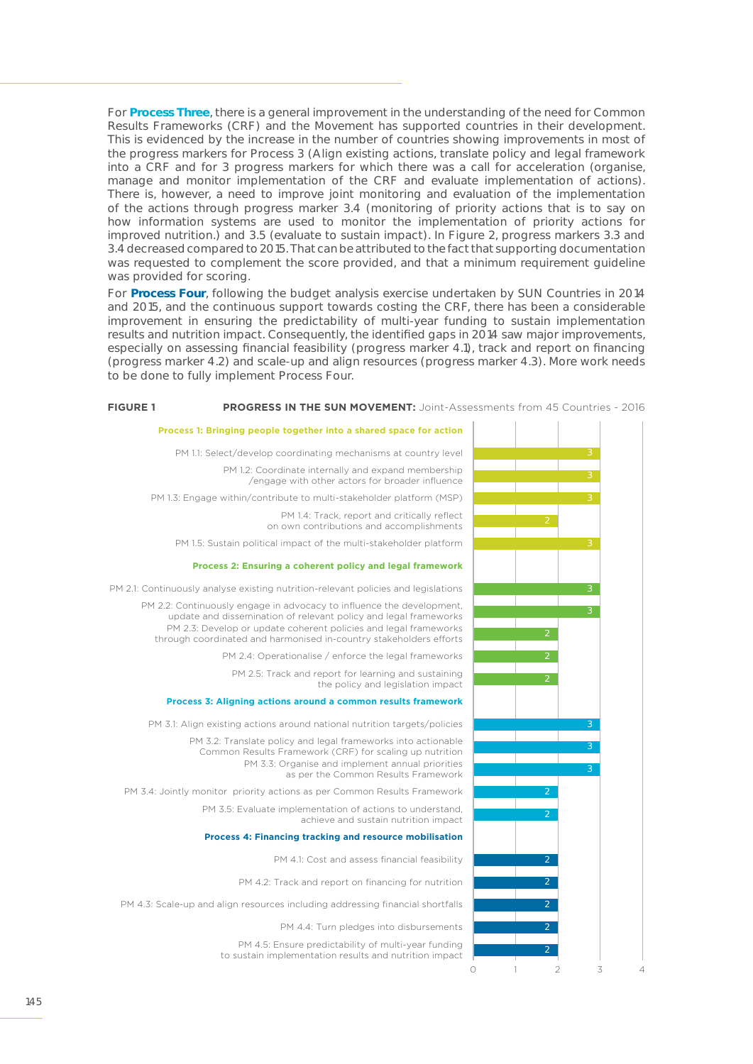For **Process Three**, there is a general improvement in the understanding of the need for Common Results Frameworks (CRF) and the Movement has supported countries in their development. This is evidenced by the increase in the number of countries showing improvements in most of the progress markers for Process 3 (Align existing actions, translate policy and legal framework into a CRF and for 3 progress markers for which there was a call for acceleration (organise, manage and monitor implementation of the CRF and evaluate implementation of actions). There is, however, a need to improve joint monitoring and evaluation of the implementation of the actions through progress marker 3.4 (monitoring of priority actions that is to say on how information systems are used to monitor the implementation of priority actions for improved nutrition.) and 3.5 (evaluate to sustain impact). In Figure 2, progress markers 3.3 and 3.4 decreased compared to 2015. That can be attributed to the fact that supporting documentation was requested to complement the score provided, and that a minimum requirement guideline was provided for scoring.

For **Process Four**, following the budget analysis exercise undertaken by SUN Countries in 2014 and 2015, and the continuous support towards costing the CRF, there has been a considerable improvement in ensuring the predictability of multi-year funding to sustain implementation results and nutrition impact. Consequently, the identified gaps in 2014 saw major improvements, especially on assessing financial feasibility (progress marker 4.1), track and report on financing (progress marker 4.2) and scale-up and align resources (progress marker 4.3). More work needs to be done to fully implement Process Four.

**FIGURE 1** **PROGRESS IN THE SUN MOVEMENT:** Joint-Assessments from 45 Countries - 2016

| Progress marker | Score |
|---|---|
| **Process 1: Bringing people together into a shared space for action** | |
| PM 1.1: Select/develop coordinating mechanisms at country level | 3 |
| PM 1.2: Coordinate internally and expand membership /engage with other actors for broader influence | 3 |
| PM 1.3: Engage within/contribute to multi-stakeholder platform (MSP) | 3 |
| PM 1.4: Track, report and critically reflect on own contributions and accomplishments | 2 |
| PM 1.5: Sustain political impact of the multi-stakeholder platform | 3 |
| **Process 2: Ensuring a coherent policy and legal framework** | |
| PM 2.1: Continuously analyse existing nutrition-relevant policies and legislations | 3 |
| PM 2.2: Continuously engage in advocacy to influence the development, update and dissemination of relevant policy and legal frameworks | 3 |
| PM 2.3: Develop or update coherent policies and legal frameworks through coordinated and harmonised in-country stakeholders efforts | 2 |
| PM 2.4: Operationalise / enforce the legal frameworks | 2 |
| PM 2.5: Track and report for learning and sustaining the policy and legislation impact | 2 |
| **Process 3: Aligning actions around a common results framework** | |
| PM 3.1: Align existing actions around national nutrition targets/policies | 3 |
| PM 3.2: Translate policy and legal frameworks into actionable Common Results Framework (CRF) for scaling up nutrition | 3 |
| PM 3.3: Organise and implement annual priorities as per the Common Results Framework | 3 |
| PM 3.4: Jointly monitor priority actions as per Common Results Framework | 2 |
| PM 3.5: Evaluate implementation of actions to understand, achieve and sustain nutrition impact | 2 |
| **Process 4: Financing tracking and resource mobilisation** | |
| PM 4.1: Cost and assess financial feasibility | 2 |
| PM 4.2: Track and report on financing for nutrition | 2 |
| PM 4.3: Scale-up and align resources including addressing financial shortfalls | 2 |
| PM 4.4: Turn pledges into disbursements | 2 |
| PM 4.5: Ensure predictability of multi-year funding to sustain implementation results and nutrition impact | 2 |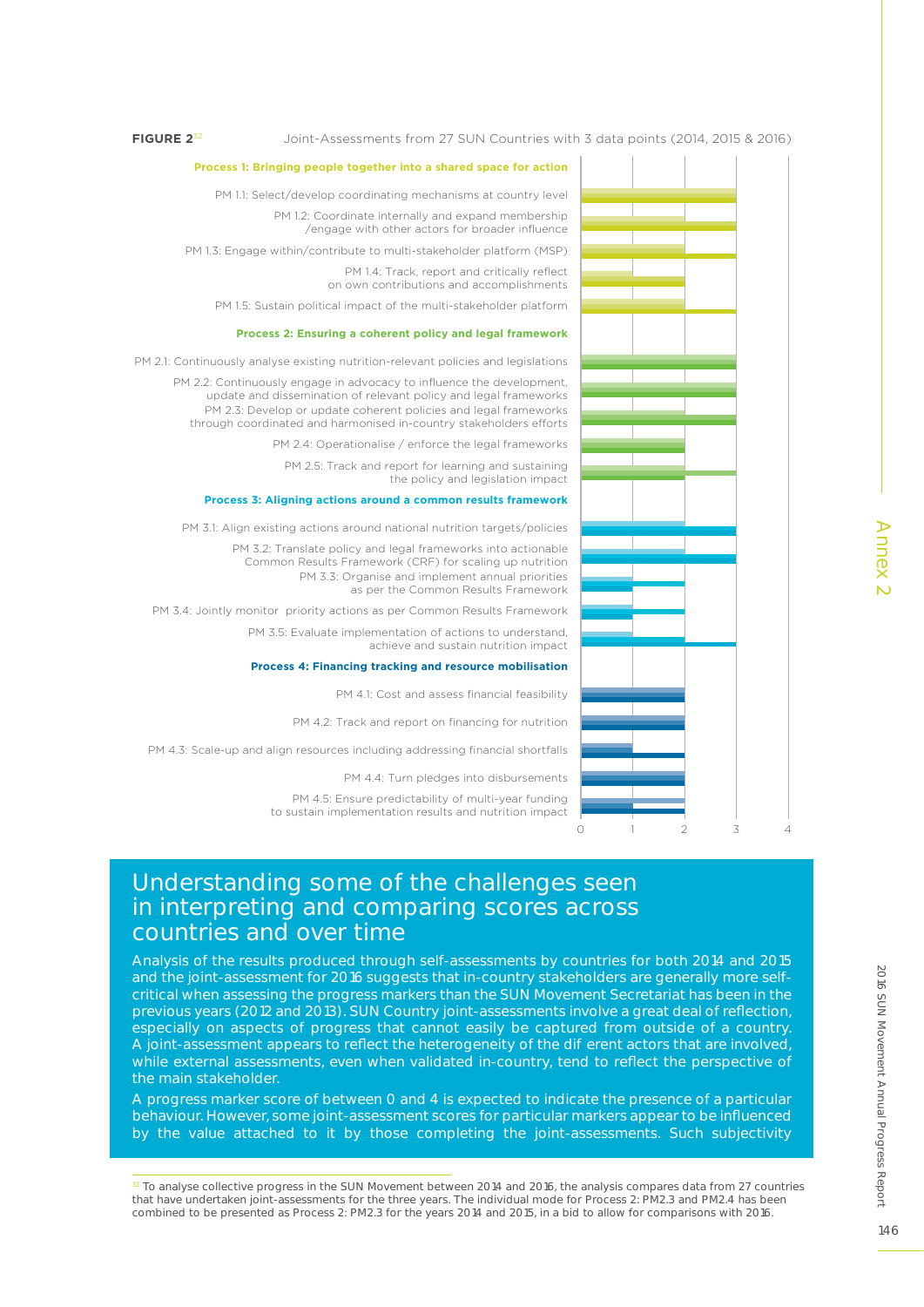**FIGURE 2**[32] Joint-Assessments from 27 SUN Countries with 3 data points (2014, 2015 & 2016)

**Process 1: Bringing people together into a shared space for action**

PM 1.1: Select/develop coordinating mechanisms at country level

PM 1.2: Coordinate internally and expand membership /engage with other actors for broader influence

PM 1.3: Engage within/contribute to multi-stakeholder platform (MSP)

PM 1.4: Track, report and critically reflect on own contributions and accomplishments

PM 1.5: Sustain political impact of the multi-stakeholder platform

**Process 2: Ensuring a coherent policy and legal framework**

PM 2.1: Continuously analyse existing nutrition-relevant policies and legislations

PM 2.2: Continuously engage in advocacy to influence the development, update and dissemination of relevant policy and legal frameworks

PM 2.3: Develop or update coherent policies and legal frameworks through coordinated and harmonised in-country stakeholders efforts

PM 2.4: Operationalise / enforce the legal frameworks

PM 2.5: Track and report for learning and sustaining the policy and legislation impact

**Process 3: Aligning actions around a common results framework**

PM 3.1: Align existing actions around national nutrition targets/policies

PM 3.2: Translate policy and legal frameworks into actionable Common Results Framework (CRF) for scaling up nutrition

PM 3.3: Organise and implement annual priorities as per the Common Results Framework

PM 3.4: Jointly monitor priority actions as per Common Results Framework

PM 3.5: Evaluate implementation of actions to understand, achieve and sustain nutrition impact

**Process 4: Financing tracking and resource mobilisation**

PM 4.1: Cost and assess financial feasibility

PM 4.2: Track and report on financing for nutrition

PM 4.3: Scale-up and align resources including addressing financial shortfalls

PM 4.4: Turn pledges into disbursements

PM 4.5: Ensure predictability of multi-year funding to sustain implementation results and nutrition impact

0 1 2 3 4

## Understanding some of the challenges seen in interpreting and comparing scores across countries and over time

Analysis of the results produced through self-assessments by countries for both 2014 and 2015 and the joint-assessment for 2016 suggests that in-country stakeholders are generally more self-critical when assessing the progress markers than the SUN Movement Secretariat has been in the previous years (2012 and 2013). SUN Country joint-assessments involve a great deal of reflection, especially on aspects of progress that cannot easily be captured from outside of a country. A joint-assessment appears to reflect the heterogeneity of the different actors that are involved, while external assessments, even when validated in-country, tend to reflect the perspective of the main stakeholder.

A progress marker score of between 0 and 4 is expected to indicate the presence of a particular behaviour. However, some joint-assessment scores for particular markers appear to be influenced by the value attached to it by those completing the joint-assessments. Such subjectivity

[32] To analyse collective progress in the SUN Movement between 2014 and 2016, the analysis compares data from 27 countries that have undertaken joint-assessments for the three years. The individual mode for Process 2: PM2.3 and PM2.4 has been combined to be presented as Process 2: PM2.3 for the years 2014 and 2015, in a bid to allow for comparisons with 2016.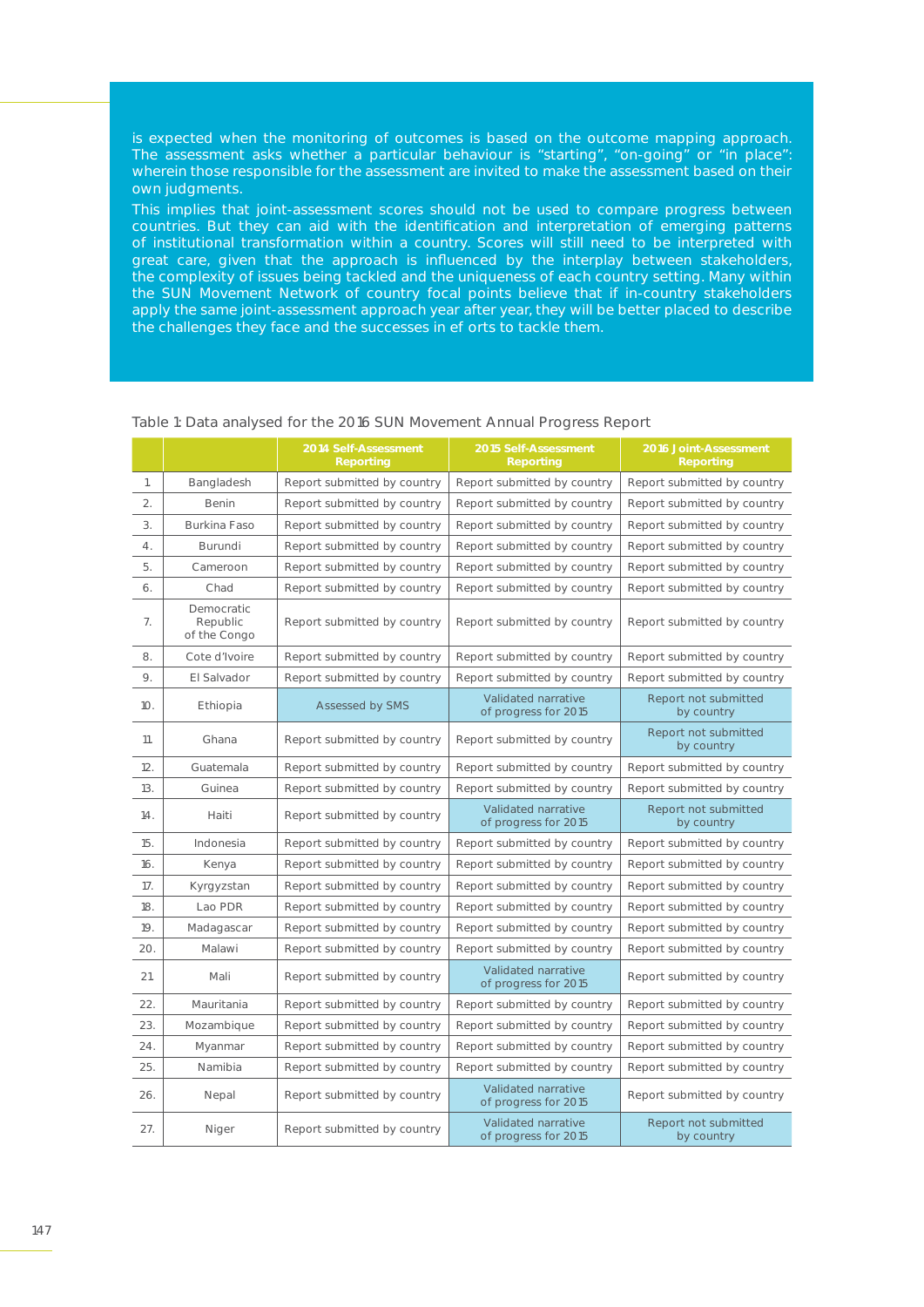is expected when the monitoring of outcomes is based on the outcome mapping approach. The assessment asks whether a particular behaviour is “starting”, “on-going” or “in place”: wherein those responsible for the assessment are invited to make the assessment based on their own judgments.

This implies that joint-assessment scores should not be used to compare progress between countries. But they can aid with the identification and interpretation of emerging patterns of institutional transformation within a country. Scores will still need to be interpreted with great care, given that the approach is influenced by the interplay between stakeholders, the complexity of issues being tackled and the uniqueness of each country setting. Many within the SUN Movement Network of country focal points believe that if in-country stakeholders apply the same joint-assessment approach year after year, they will be better placed to describe the challenges they face and the successes in ef orts to tackle them.

Table 1: Data analysed for the 2016 SUN Movement Annual Progress Report

| | | 2014 Self-Assessment Reporting | 2015 Self-Assessment Reporting | 2016 Joint-Assessment Reporting |
|---|---|---|---|---|
| 1. | Bangladesh | Report submitted by country | Report submitted by country | Report submitted by country |
| 2. | Benin | Report submitted by country | Report submitted by country | Report submitted by country |
| 3. | Burkina Faso | Report submitted by country | Report submitted by country | Report submitted by country |
| 4. | Burundi | Report submitted by country | Report submitted by country | Report submitted by country |
| 5. | Cameroon | Report submitted by country | Report submitted by country | Report submitted by country |
| 6. | Chad | Report submitted by country | Report submitted by country | Report submitted by country |
| 7. | Democratic Republic of the Congo | Report submitted by country | Report submitted by country | Report submitted by country |
| 8. | Cote d'Ivoire | Report submitted by country | Report submitted by country | Report submitted by country |
| 9. | El Salvador | Report submitted by country | Report submitted by country | Report submitted by country |
| 10. | Ethiopia | Assessed by SMS | Validated narrative of progress for 2015 | Report not submitted by country |
| 11. | Ghana | Report submitted by country | Report submitted by country | Report not submitted by country |
| 12. | Guatemala | Report submitted by country | Report submitted by country | Report submitted by country |
| 13. | Guinea | Report submitted by country | Report submitted by country | Report submitted by country |
| 14. | Haiti | Report submitted by country | Validated narrative of progress for 2015 | Report not submitted by country |
| 15. | Indonesia | Report submitted by country | Report submitted by country | Report submitted by country |
| 16. | Kenya | Report submitted by country | Report submitted by country | Report submitted by country |
| 17. | Kyrgyzstan | Report submitted by country | Report submitted by country | Report submitted by country |
| 18. | Lao PDR | Report submitted by country | Report submitted by country | Report submitted by country |
| 19. | Madagascar | Report submitted by country | Report submitted by country | Report submitted by country |
| 20. | Malawi | Report submitted by country | Report submitted by country | Report submitted by country |
| 21. | Mali | Report submitted by country | Validated narrative of progress for 2015 | Report submitted by country |
| 22. | Mauritania | Report submitted by country | Report submitted by country | Report submitted by country |
| 23. | Mozambique | Report submitted by country | Report submitted by country | Report submitted by country |
| 24. | Myanmar | Report submitted by country | Report submitted by country | Report submitted by country |
| 25. | Namibia | Report submitted by country | Report submitted by country | Report submitted by country |
| 26. | Nepal | Report submitted by country | Validated narrative of progress for 2015 | Report submitted by country |
| 27. | Niger | Report submitted by country | Validated narrative of progress for 2015 | Report not submitted by country |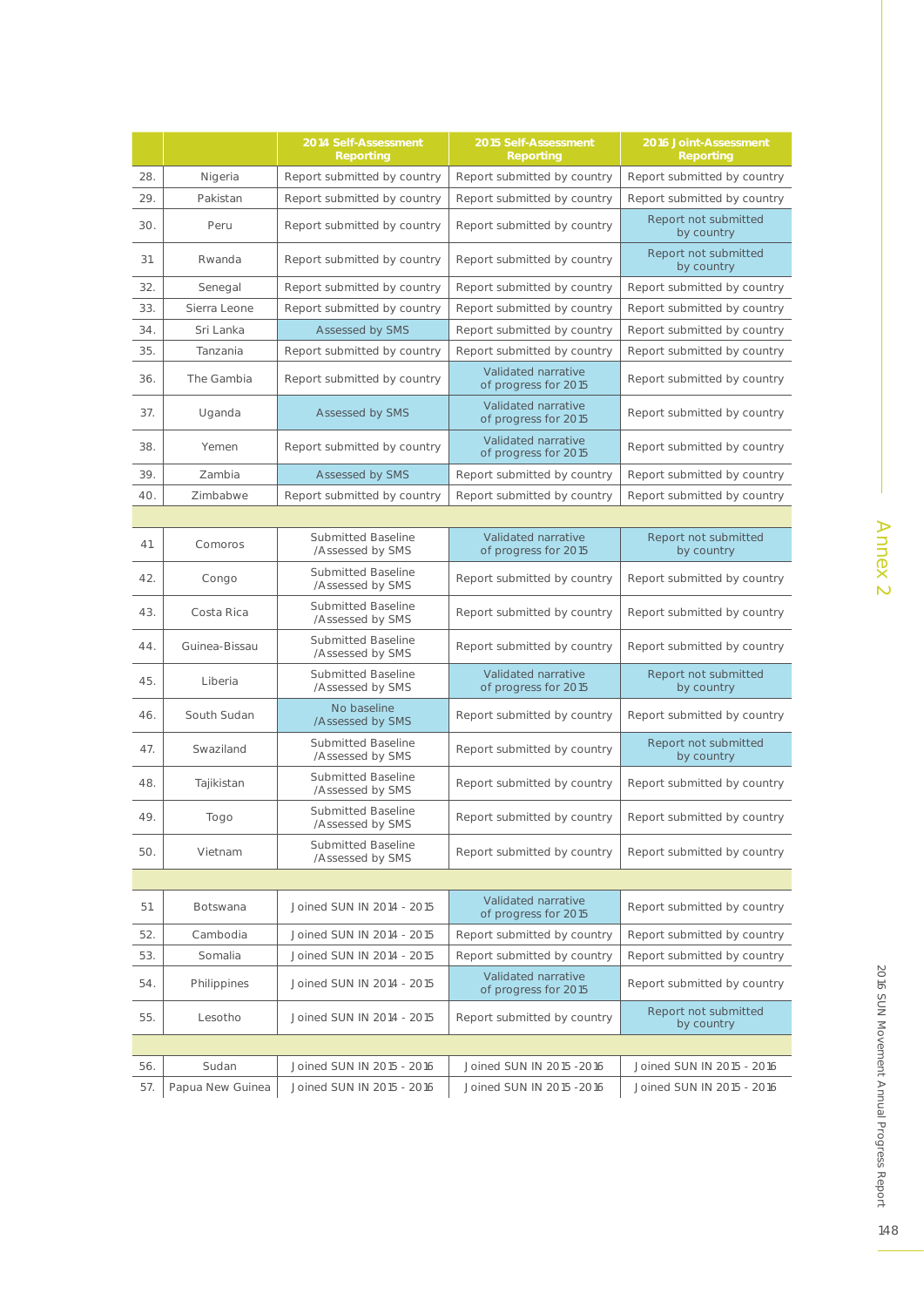|  |  | 2014 Self-Assessment Reporting | 2015 Self-Assessment Reporting | 2016 Joint-Assessment Reporting |
|---|---|---|---|---|
| 28. | Nigeria | Report submitted by country | Report submitted by country | Report submitted by country |
| 29. | Pakistan | Report submitted by country | Report submitted by country | Report submitted by country |
| 30. | Peru | Report submitted by country | Report submitted by country | Report not submitted by country |
| 31. | Rwanda | Report submitted by country | Report submitted by country | Report not submitted by country |
| 32. | Senegal | Report submitted by country | Report submitted by country | Report submitted by country |
| 33. | Sierra Leone | Report submitted by country | Report submitted by country | Report submitted by country |
| 34. | Sri Lanka | Assessed by SMS | Report submitted by country | Report submitted by country |
| 35. | Tanzania | Report submitted by country | Report submitted by country | Report submitted by country |
| 36. | The Gambia | Report submitted by country | Validated narrative of progress for 2015 | Report submitted by country |
| 37. | Uganda | Assessed by SMS | Validated narrative of progress for 2015 | Report submitted by country |
| 38. | Yemen | Report submitted by country | Validated narrative of progress for 2015 | Report submitted by country |
| 39. | Zambia | Assessed by SMS | Report submitted by country | Report submitted by country |
| 40. | Zimbabwe | Report submitted by country | Report submitted by country | Report submitted by country |
|  |  |  |  |  |
| 41. | Comoros | Submitted Baseline /Assessed by SMS | Validated narrative of progress for 2015 | Report not submitted by country |
| 42. | Congo | Submitted Baseline /Assessed by SMS | Report submitted by country | Report submitted by country |
| 43. | Costa Rica | Submitted Baseline /Assessed by SMS | Report submitted by country | Report submitted by country |
| 44. | Guinea-Bissau | Submitted Baseline /Assessed by SMS | Report submitted by country | Report submitted by country |
| 45. | Liberia | Submitted Baseline /Assessed by SMS | Validated narrative of progress for 2015 | Report not submitted by country |
| 46. | South Sudan | No baseline /Assessed by SMS | Report submitted by country | Report submitted by country |
| 47. | Swaziland | Submitted Baseline /Assessed by SMS | Report submitted by country | Report not submitted by country |
| 48. | Tajikistan | Submitted Baseline /Assessed by SMS | Report submitted by country | Report submitted by country |
| 49. | Togo | Submitted Baseline /Assessed by SMS | Report submitted by country | Report submitted by country |
| 50. | Vietnam | Submitted Baseline /Assessed by SMS | Report submitted by country | Report submitted by country |
|  |  |  |  |  |
| 51. | Botswana | Joined SUN IN 2014 - 2015 | Validated narrative of progress for 2015 | Report submitted by country |
| 52. | Cambodia | Joined SUN IN 2014 - 2015 | Report submitted by country | Report submitted by country |
| 53. | Somalia | Joined SUN IN 2014 - 2015 | Report submitted by country | Report submitted by country |
| 54. | Philippines | Joined SUN IN 2014 - 2015 | Validated narrative of progress for 2015 | Report submitted by country |
| 55. | Lesotho | Joined SUN IN 2014 - 2015 | Report submitted by country | Report not submitted by country |
|  |  |  |  |  |
| 56. | Sudan | Joined SUN IN 2015 - 2016 | Joined SUN IN 2015 -2016 | Joined SUN IN 2015 - 2016 |
| 57. | Papua New Guinea | Joined SUN IN 2015 - 2016 | Joined SUN IN 2015 -2016 | Joined SUN IN 2015 - 2016 |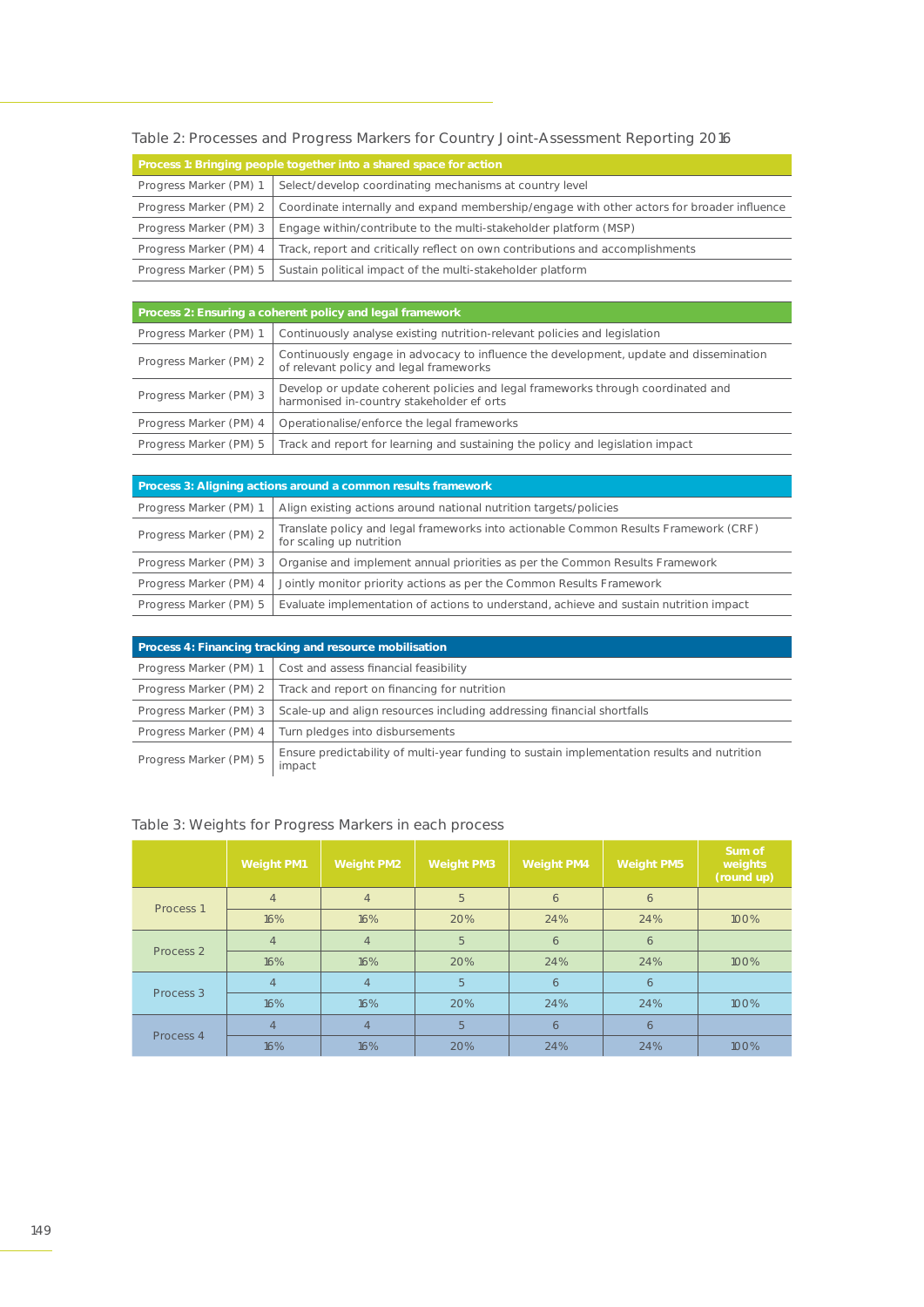Table 2: Processes and Progress Markers for Country Joint-Assessment Reporting 2016

| Process 1: Bringing people together into a shared space for action | |
|---|---|
| Progress Marker (PM) 1 | Select/develop coordinating mechanisms at country level |
| Progress Marker (PM) 2 | Coordinate internally and expand membership/engage with other actors for broader influence |
| Progress Marker (PM) 3 | Engage within/contribute to the multi-stakeholder platform (MSP) |
| Progress Marker (PM) 4 | Track, report and critically reflect on own contributions and accomplishments |
| Progress Marker (PM) 5 | Sustain political impact of the multi-stakeholder platform |

| Process 2: Ensuring a coherent policy and legal framework | |
|---|---|
| Progress Marker (PM) 1 | Continuously analyse existing nutrition-relevant policies and legislation |
| Progress Marker (PM) 2 | Continuously engage in advocacy to influence the development, update and dissemination of relevant policy and legal frameworks |
| Progress Marker (PM) 3 | Develop or update coherent policies and legal frameworks through coordinated and harmonised in-country stakeholder efforts |
| Progress Marker (PM) 4 | Operationalise/enforce the legal frameworks |
| Progress Marker (PM) 5 | Track and report for learning and sustaining the policy and legislation impact |

| Process 3: Aligning actions around a common results framework | |
|---|---|
| Progress Marker (PM) 1 | Align existing actions around national nutrition targets/policies |
| Progress Marker (PM) 2 | Translate policy and legal frameworks into actionable Common Results Framework (CRF) for scaling up nutrition |
| Progress Marker (PM) 3 | Organise and implement annual priorities as per the Common Results Framework |
| Progress Marker (PM) 4 | Jointly monitor priority actions as per the Common Results Framework |
| Progress Marker (PM) 5 | Evaluate implementation of actions to understand, achieve and sustain nutrition impact |

| Process 4: Financing tracking and resource mobilisation | |
|---|---|
| Progress Marker (PM) 1 | Cost and assess financial feasibility |
| Progress Marker (PM) 2 | Track and report on financing for nutrition |
| Progress Marker (PM) 3 | Scale-up and align resources including addressing financial shortfalls |
| Progress Marker (PM) 4 | Turn pledges into disbursements |
| Progress Marker (PM) 5 | Ensure predictability of multi-year funding to sustain implementation results and nutrition impact |

Table 3: Weights for Progress Markers in each process

| | Weight PM1 | Weight PM2 | Weight PM3 | Weight PM4 | Weight PM5 | Sum of weights (round up) |
|---|---|---|---|---|---|---|
| Process 1 | 4 | 4 | 5 | 6 | 6 | |
| | 16% | 16% | 20% | 24% | 24% | 100% |
| Process 2 | 4 | 4 | 5 | 6 | 6 | |
| | 16% | 16% | 20% | 24% | 24% | 100% |
| Process 3 | 4 | 4 | 5 | 6 | 6 | |
| | 16% | 16% | 20% | 24% | 24% | 100% |
| Process 4 | 4 | 4 | 5 | 6 | 6 | |
| | 16% | 16% | 20% | 24% | 24% | 100% |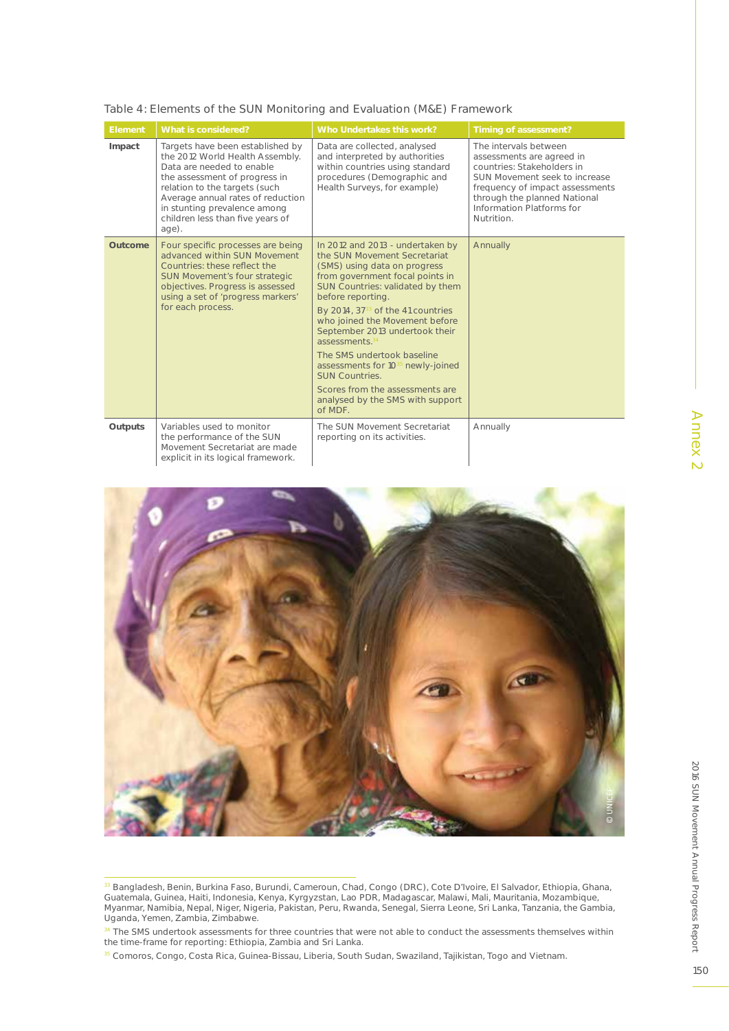Table 4: Elements of the SUN Monitoring and Evaluation (M&E) Framework

| Element | What is considered? | Who Undertakes this work? | Timing of assessment? |
|---|---|---|---|
| **Impact** | Targets have been established by the 2012 World Health Assembly. Data are needed to enable the assessment of progress in relation to the targets (such Average annual rates of reduction in stunting prevalence among children less than five years of age). | Data are collected, analysed and interpreted by authorities within countries using standard procedures (Demographic and Health Surveys, for example) | The intervals between assessments are agreed in countries: Stakeholders in SUN Movement seek to increase frequency of impact assessments through the planned National Information Platforms for Nutrition. |
| **Outcome** | Four specific processes are being advanced within SUN Movement Countries: these reflect the SUN Movement's four strategic objectives. Progress is assessed using a set of 'progress markers' for each process. | In 2012 and 2013 - undertaken by the SUN Movement Secretariat (SMS) using data on progress from government focal points in SUN Countries: validated by them before reporting. By 2014, 37[33] of the 41 countries who joined the Movement before September 2013 undertook their assessments.[34] The SMS undertook baseline assessments for 10[35] newly-joined SUN Countries. Scores from the assessments are analysed by the SMS with support of MDF. | Annually |
| **Outputs** | Variables used to monitor the performance of the SUN Movement Secretariat are made explicit in its logical framework. | The SUN Movement Secretariat reporting on its activities. | Annually |

[33] Bangladesh, Benin, Burkina Faso, Burundi, Cameroun, Chad, Congo (DRC), Cote D'Ivoire, El Salvador, Ethiopia, Ghana, Guatemala, Guinea, Haiti, Indonesia, Kenya, Kyrgyzstan, Lao PDR, Madagascar, Malawi, Mali, Mauritania, Mozambique, Myanmar, Namibia, Nepal, Niger, Nigeria, Pakistan, Peru, Rwanda, Senegal, Sierra Leone, Sri Lanka, Tanzania, the Gambia, Uganda, Yemen, Zambia, Zimbabwe.

[34] The SMS undertook assessments for three countries that were not able to conduct the assessments themselves within the time-frame for reporting: Ethiopia, Zambia and Sri Lanka.

[35] Comoros, Congo, Costa Rica, Guinea-Bissau, Liberia, South Sudan, Swaziland, Tajikistan, Togo and Vietnam.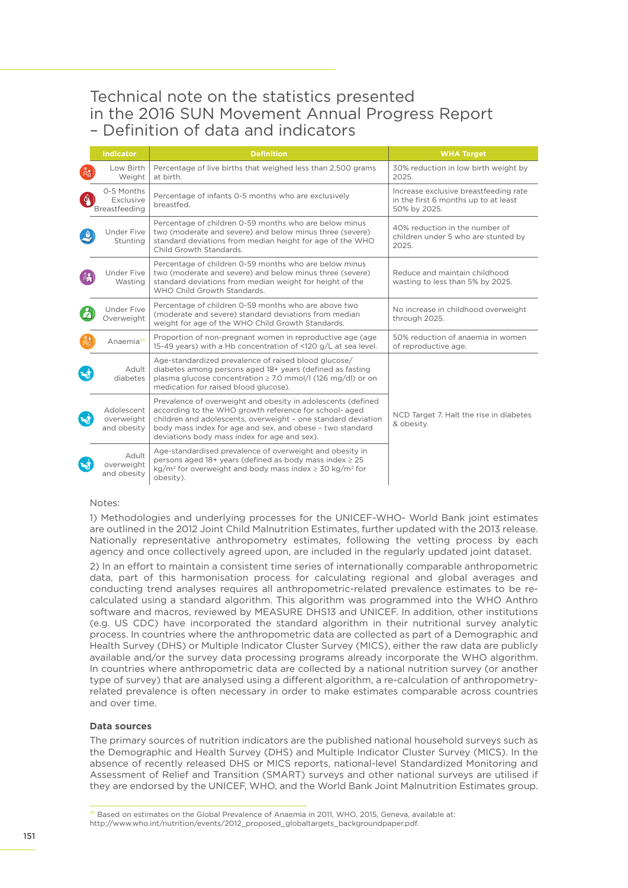# Technical note on the statistics presented in the 2016 SUN Movement Annual Progress Report – Definition of data and indicators

| Indicator | Definition | WHA Target |
|---|---|---|
| Low Birth Weight | Percentage of live births that weighed less than 2,500 grams at birth. | 30% reduction in low birth weight by 2025. |
| 0-5 Months Exclusive Breastfeeding | Percentage of infants 0-5 months who are exclusively breastfed. | Increase exclusive breastfeeding rate in the first 6 months up to at least 50% by 2025. |
| Under Five Stunting | Percentage of children 0-59 months who are below minus two (moderate and severe) and below minus three (severe) standard deviations from median height for age of the WHO Child Growth Standards. | 40% reduction in the number of children under 5 who are stunted by 2025. |
| Under Five Wasting | Percentage of children 0-59 months who are below minus two (moderate and severe) and below minus three (severe) standard deviations from median weight for height of the WHO Child Growth Standards. | Reduce and maintain childhood wasting to less than 5% by 2025. |
| Under Five Overweight | Percentage of children 0-59 months who are above two (moderate and severe) standard deviations from median weight for age of the WHO Child Growth Standards. | No increase in childhood overweight through 2025. |
| Anaemia[36] | Proportion of non-pregnant women in reproductive age (age 15-49 years) with a Hb concentration of <120 g/L at sea level. | 50% reduction of anaemia in women of reproductive age. |
| Adult diabetes | Age-standardized prevalence of raised blood glucose/ diabetes among persons aged 18+ years (defined as fasting plasma glucose concentration ≥ 7.0 mmol/l (126 mg/dl) or on medication for raised blood glucose). | NCD Target 7. Halt the rise in diabetes & obesity. |
| Adolescent overweight and obesity | Prevalence of overweight and obesity in adolescents (defined according to the WHO growth reference for school- aged children and adolescents, overweight – one standard deviation body mass index for age and sex, and obese – two standard deviations body mass index for age and sex). | |
| Adult overweight and obesity | Age-standardised prevalence of overweight and obesity in persons aged 18+ years (defined as body mass index ≥ 25 kg/m² for overweight and body mass index ≥ 30 kg/m² for obesity). | |

Notes:

1) Methodologies and underlying processes for the UNICEF-WHO- World Bank joint estimates are outlined in the 2012 Joint Child Malnutrition Estimates, further updated with the 2013 release. Nationally representative anthropometry estimates, following the vetting process by each agency and once collectively agreed upon, are included in the regularly updated joint dataset.

2) In an effort to maintain a consistent time series of internationally comparable anthropometric data, part of this harmonisation process for calculating regional and global averages and conducting trend analyses requires all anthropometric-related prevalence estimates to be re-calculated using a standard algorithm. This algorithm was programmed into the WHO Anthro software and macros, reviewed by MEASURE DHS13 and UNICEF. In addition, other institutions (e.g. US CDC) have incorporated the standard algorithm in their nutritional survey analytic process. In countries where the anthropometric data are collected as part of a Demographic and Health Survey (DHS) or Multiple Indicator Cluster Survey (MICS), either the raw data are publicly available and/or the survey data processing programs already incorporate the WHO algorithm. In countries where anthropometric data are collected by a national nutrition survey (or another type of survey) that are analysed using a different algorithm, a re-calculation of anthropometry-related prevalence is often necessary in order to make estimates comparable across countries and over time.

### Data sources

The primary sources of nutrition indicators are the published national household surveys such as the Demographic and Health Survey (DHS) and Multiple Indicator Cluster Survey (MICS). In the absence of recently released DHS or MICS reports, national-level Standardized Monitoring and Assessment of Relief and Transition (SMART) surveys and other national surveys are utilised if they are endorsed by the UNICEF, WHO, and the World Bank Joint Malnutrition Estimates group.

[36] Based on estimates on the Global Prevalence of Anaemia in 2011, WHO, 2015, Geneva, available at: http://www.who.int/nutrition/events/2012_proposed_globaltargets_backgroundpaper.pdf.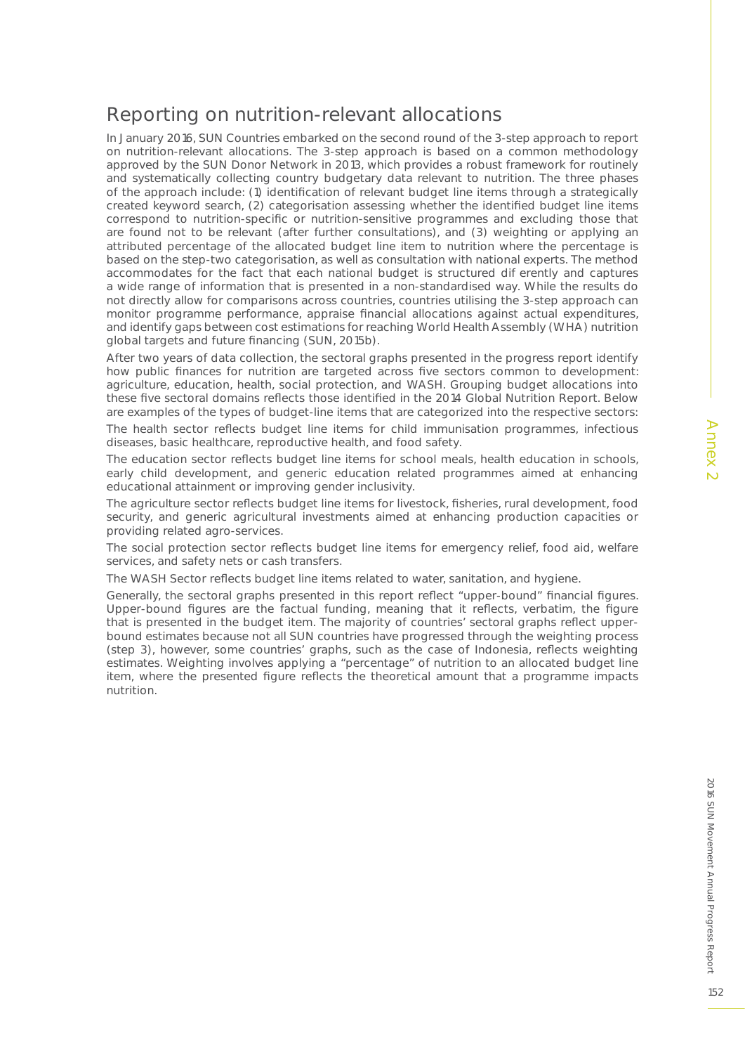## Reporting on nutrition-relevant allocations

In January 2016, SUN Countries embarked on the second round of the 3-step approach to report on nutrition-relevant allocations. The 3-step approach is based on a common methodology approved by the SUN Donor Network in 2013, which provides a robust framework for routinely and systematically collecting country budgetary data relevant to nutrition. The three phases of the approach include: (1) identification of relevant budget line items through a strategically created keyword search, (2) categorisation assessing whether the identified budget line items correspond to nutrition-specific or nutrition-sensitive programmes and excluding those that are found not to be relevant (after further consultations), and (3) weighting or applying an attributed percentage of the allocated budget line item to nutrition where the percentage is based on the step-two categorisation, as well as consultation with national experts. The method accommodates for the fact that each national budget is structured dif erently and captures a wide range of information that is presented in a non-standardised way. While the results do not directly allow for comparisons across countries, countries utilising the 3-step approach can monitor programme performance, appraise financial allocations against actual expenditures, and identify gaps between cost estimations for reaching World Health Assembly (WHA) nutrition global targets and future financing (SUN, 2015b).

After two years of data collection, the sectoral graphs presented in the progress report identify how public finances for nutrition are targeted across five sectors common to development: agriculture, education, health, social protection, and WASH. Grouping budget allocations into these five sectoral domains reflects those identified in the 2014 Global Nutrition Report. Below are examples of the types of budget-line items that are categorized into the respective sectors:

The health sector reflects budget line items for child immunisation programmes, infectious diseases, basic healthcare, reproductive health, and food safety.

The education sector reflects budget line items for school meals, health education in schools, early child development, and generic education related programmes aimed at enhancing educational attainment or improving gender inclusivity.

The agriculture sector reflects budget line items for livestock, fisheries, rural development, food security, and generic agricultural investments aimed at enhancing production capacities or providing related agro-services.

The social protection sector reflects budget line items for emergency relief, food aid, welfare services, and safety nets or cash transfers.

The WASH Sector reflects budget line items related to water, sanitation, and hygiene.

Generally, the sectoral graphs presented in this report reflect "upper-bound" financial figures. Upper-bound figures are the factual funding, meaning that it reflects, verbatim, the figure that is presented in the budget item. The majority of countries' sectoral graphs reflect upper-bound estimates because not all SUN countries have progressed through the weighting process (step 3), however, some countries' graphs, such as the case of Indonesia, reflects weighting estimates. Weighting involves applying a "percentage" of nutrition to an allocated budget line item, where the presented figure reflects the theoretical amount that a programme impacts nutrition.